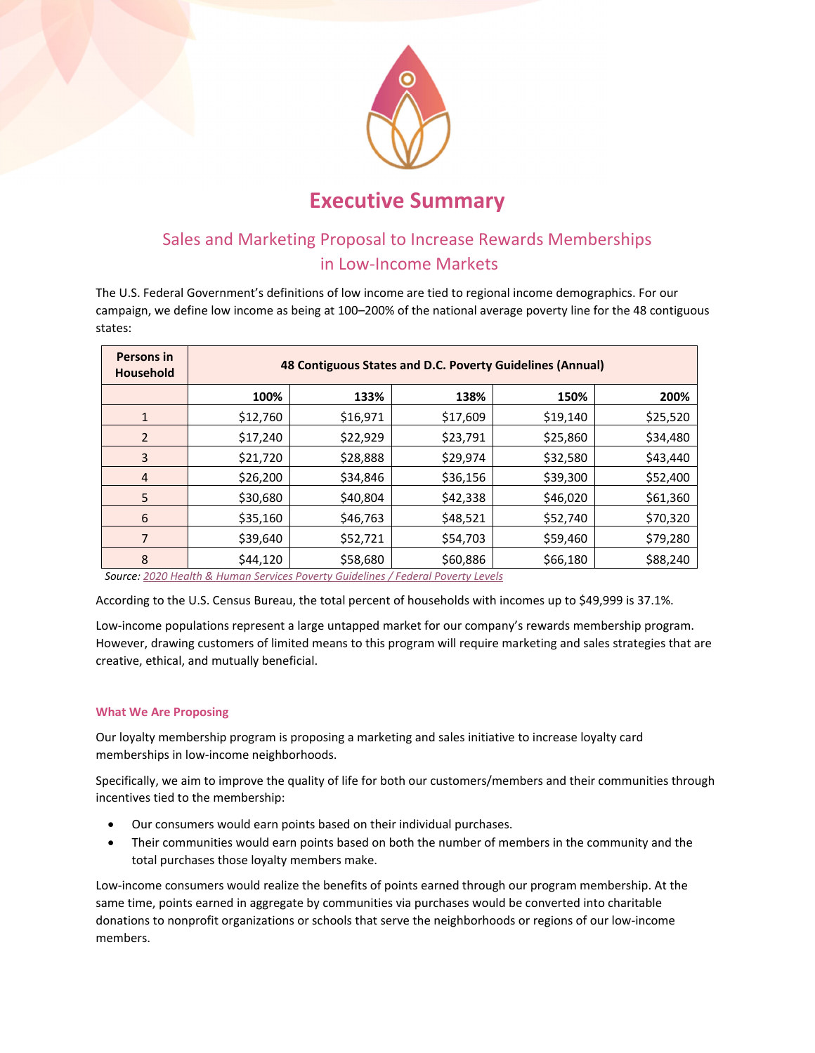# Executive Summary

## Sales and Marketing Proposal to Increase Rewards Memberships in Low-Income Markets

The U.S. Federal Government's definitions of low income are tied to regional income demographics. For our campaign, we define low income as being at 100–200% of the national average poverty line for the 48 contiguous states:

| Persons in Household | 48 Contiguous States and D.C. Poverty Guidelines (Annual) | | | | |
|---|---|---|---|---|---|
| | 100% | 133% | 138% | 150% | 200% |
| 1 | $12,760 | $16,971 | $17,609 | $19,140 | $25,520 |
| 2 | $17,240 | $22,929 | $23,791 | $25,860 | $34,480 |
| 3 | $21,720 | $28,888 | $29,974 | $32,580 | $43,440 |
| 4 | $26,200 | $34,846 | $36,156 | $39,300 | $52,400 |
| 5 | $30,680 | $40,804 | $42,338 | $46,020 | $61,360 |
| 6 | $35,160 | $46,763 | $48,521 | $52,740 | $70,320 |
| 7 | $39,640 | $52,721 | $54,703 | $59,460 | $79,280 |
| 8 | $44,120 | $58,680 | $60,886 | $66,180 | $88,240 |

*Source: 2020 Health & Human Services Poverty Guidelines / Federal Poverty Levels*

According to the U.S. Census Bureau, the total percent of households with incomes up to $49,999 is 37.1%.

Low-income populations represent a large untapped market for our company's rewards membership program. However, drawing customers of limited means to this program will require marketing and sales strategies that are creative, ethical, and mutually beneficial.

### What We Are Proposing

Our loyalty membership program is proposing a marketing and sales initiative to increase loyalty card memberships in low-income neighborhoods.

Specifically, we aim to improve the quality of life for both our customers/members and their communities through incentives tied to the membership:

- Our consumers would earn points based on their individual purchases.
- Their communities would earn points based on both the number of members in the community and the total purchases those loyalty members make.

Low-income consumers would realize the benefits of points earned through our program membership. At the same time, points earned in aggregate by communities via purchases would be converted into charitable donations to nonprofit organizations or schools that serve the neighborhoods or regions of our low-income members.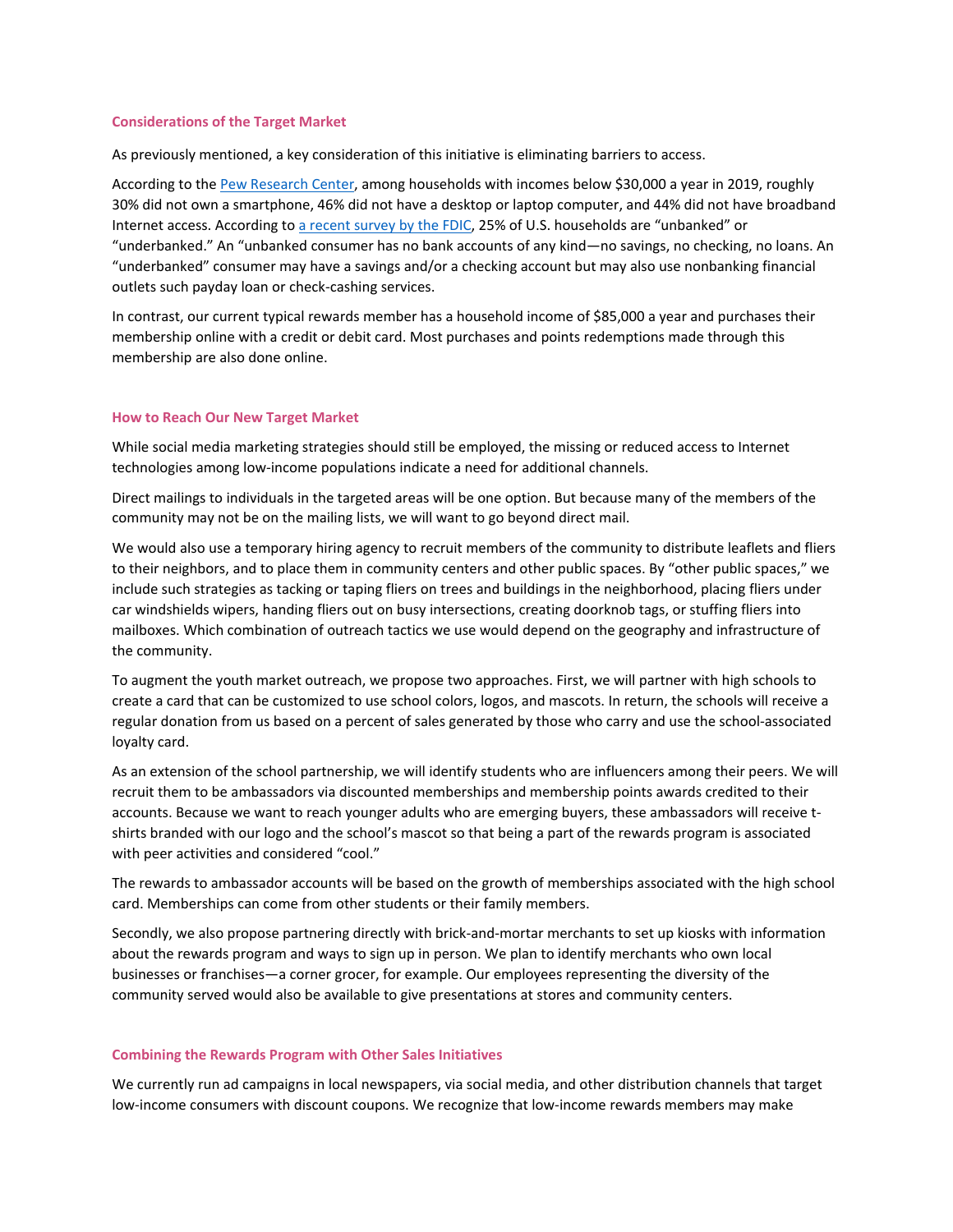### Considerations of the Target Market

As previously mentioned, a key consideration of this initiative is eliminating barriers to access.

According to the [Pew Research Center](), among households with incomes below $30,000 a year in 2019, roughly 30% did not own a smartphone, 46% did not have a desktop or laptop computer, and 44% did not have broadband Internet access. According to [a recent survey by the FDIC](), 25% of U.S. households are "unbanked" or "underbanked." An "unbanked consumer has no bank accounts of any kind—no savings, no checking, no loans. An "underbanked" consumer may have a savings and/or a checking account but may also use nonbanking financial outlets such payday loan or check-cashing services.

In contrast, our current typical rewards member has a household income of $85,000 a year and purchases their membership online with a credit or debit card. Most purchases and points redemptions made through this membership are also done online.

### How to Reach Our New Target Market

While social media marketing strategies should still be employed, the missing or reduced access to Internet technologies among low-income populations indicate a need for additional channels.

Direct mailings to individuals in the targeted areas will be one option. But because many of the members of the community may not be on the mailing lists, we will want to go beyond direct mail.

We would also use a temporary hiring agency to recruit members of the community to distribute leaflets and fliers to their neighbors, and to place them in community centers and other public spaces. By "other public spaces," we include such strategies as tacking or taping fliers on trees and buildings in the neighborhood, placing fliers under car windshields wipers, handing fliers out on busy intersections, creating doorknob tags, or stuffing fliers into mailboxes. Which combination of outreach tactics we use would depend on the geography and infrastructure of the community.

To augment the youth market outreach, we propose two approaches. First, we will partner with high schools to create a card that can be customized to use school colors, logos, and mascots. In return, the schools will receive a regular donation from us based on a percent of sales generated by those who carry and use the school-associated loyalty card.

As an extension of the school partnership, we will identify students who are influencers among their peers. We will recruit them to be ambassadors via discounted memberships and membership points awards credited to their accounts. Because we want to reach younger adults who are emerging buyers, these ambassadors will receive t-shirts branded with our logo and the school's mascot so that being a part of the rewards program is associated with peer activities and considered "cool."

The rewards to ambassador accounts will be based on the growth of memberships associated with the high school card. Memberships can come from other students or their family members.

Secondly, we also propose partnering directly with brick-and-mortar merchants to set up kiosks with information about the rewards program and ways to sign up in person. We plan to identify merchants who own local businesses or franchises—a corner grocer, for example. Our employees representing the diversity of the community served would also be available to give presentations at stores and community centers.

### Combining the Rewards Program with Other Sales Initiatives

We currently run ad campaigns in local newspapers, via social media, and other distribution channels that target low-income consumers with discount coupons. We recognize that low-income rewards members may make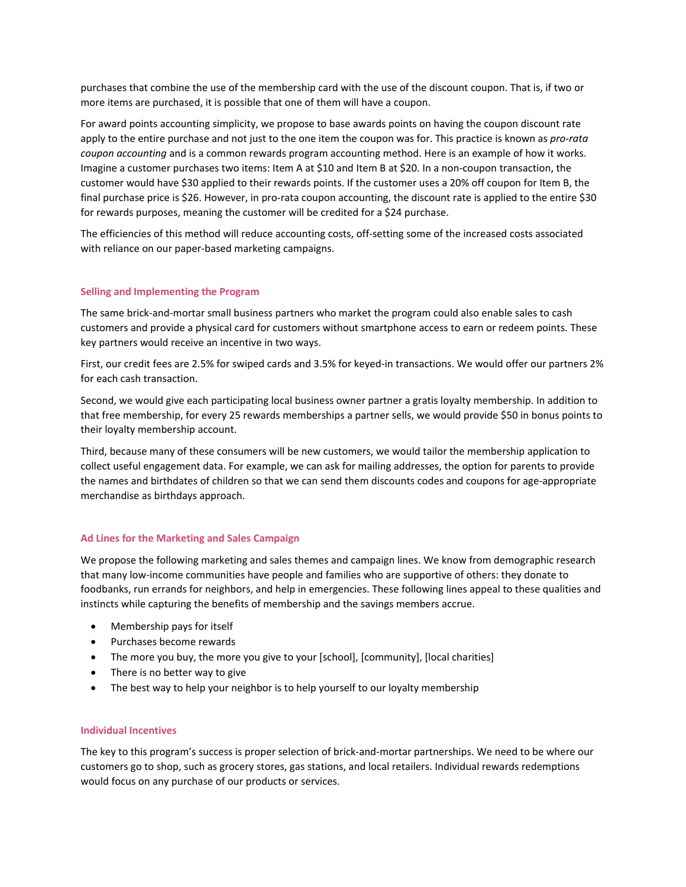purchases that combine the use of the membership card with the use of the discount coupon. That is, if two or more items are purchased, it is possible that one of them will have a coupon.

For award points accounting simplicity, we propose to base awards points on having the coupon discount rate apply to the entire purchase and not just to the one item the coupon was for. This practice is known as *pro-rata coupon accounting* and is a common rewards program accounting method. Here is an example of how it works. Imagine a customer purchases two items: Item A at $10 and Item B at $20. In a non-coupon transaction, the customer would have $30 applied to their rewards points. If the customer uses a 20% off coupon for Item B, the final purchase price is $26. However, in pro-rata coupon accounting, the discount rate is applied to the entire $30 for rewards purposes, meaning the customer will be credited for a $24 purchase.

The efficiencies of this method will reduce accounting costs, off-setting some of the increased costs associated with reliance on our paper-based marketing campaigns.

## Selling and Implementing the Program

The same brick-and-mortar small business partners who market the program could also enable sales to cash customers and provide a physical card for customers without smartphone access to earn or redeem points. These key partners would receive an incentive in two ways.

First, our credit fees are 2.5% for swiped cards and 3.5% for keyed-in transactions. We would offer our partners 2% for each cash transaction.

Second, we would give each participating local business owner partner a gratis loyalty membership. In addition to that free membership, for every 25 rewards memberships a partner sells, we would provide $50 in bonus points to their loyalty membership account.

Third, because many of these consumers will be new customers, we would tailor the membership application to collect useful engagement data. For example, we can ask for mailing addresses, the option for parents to provide the names and birthdates of children so that we can send them discounts codes and coupons for age-appropriate merchandise as birthdays approach.

## Ad Lines for the Marketing and Sales Campaign

We propose the following marketing and sales themes and campaign lines. We know from demographic research that many low-income communities have people and families who are supportive of others: they donate to foodbanks, run errands for neighbors, and help in emergencies. These following lines appeal to these qualities and instincts while capturing the benefits of membership and the savings members accrue.

- Membership pays for itself
- Purchases become rewards
- The more you buy, the more you give to your [school], [community], [local charities]
- There is no better way to give
- The best way to help your neighbor is to help yourself to our loyalty membership

## Individual Incentives

The key to this program's success is proper selection of brick-and-mortar partnerships. We need to be where our customers go to shop, such as grocery stores, gas stations, and local retailers. Individual rewards redemptions would focus on any purchase of our products or services.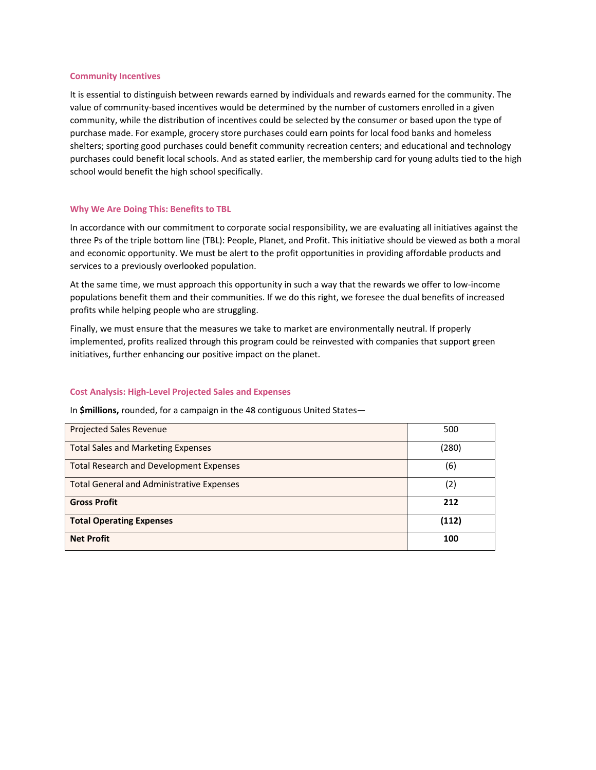### Community Incentives

It is essential to distinguish between rewards earned by individuals and rewards earned for the community. The value of community-based incentives would be determined by the number of customers enrolled in a given community, while the distribution of incentives could be selected by the consumer or based upon the type of purchase made. For example, grocery store purchases could earn points for local food banks and homeless shelters; sporting good purchases could benefit community recreation centers; and educational and technology purchases could benefit local schools. And as stated earlier, the membership card for young adults tied to the high school would benefit the high school specifically.

### Why We Are Doing This: Benefits to TBL

In accordance with our commitment to corporate social responsibility, we are evaluating all initiatives against the three Ps of the triple bottom line (TBL): People, Planet, and Profit. This initiative should be viewed as both a moral and economic opportunity. We must be alert to the profit opportunities in providing affordable products and services to a previously overlooked population.

At the same time, we must approach this opportunity in such a way that the rewards we offer to low-income populations benefit them and their communities. If we do this right, we foresee the dual benefits of increased profits while helping people who are struggling.

Finally, we must ensure that the measures we take to market are environmentally neutral. If properly implemented, profits realized through this program could be reinvested with companies that support green initiatives, further enhancing our positive impact on the planet.

### Cost Analysis: High-Level Projected Sales and Expenses

In **$millions,** rounded, for a campaign in the 48 contiguous United States—

| | |
|---|---|
| Projected Sales Revenue | 500 |
| Total Sales and Marketing Expenses | (280) |
| Total Research and Development Expenses | (6) |
| Total General and Administrative Expenses | (2) |
| **Gross Profit** | **212** |
| **Total Operating Expenses** | **(112)** |
| **Net Profit** | **100** |